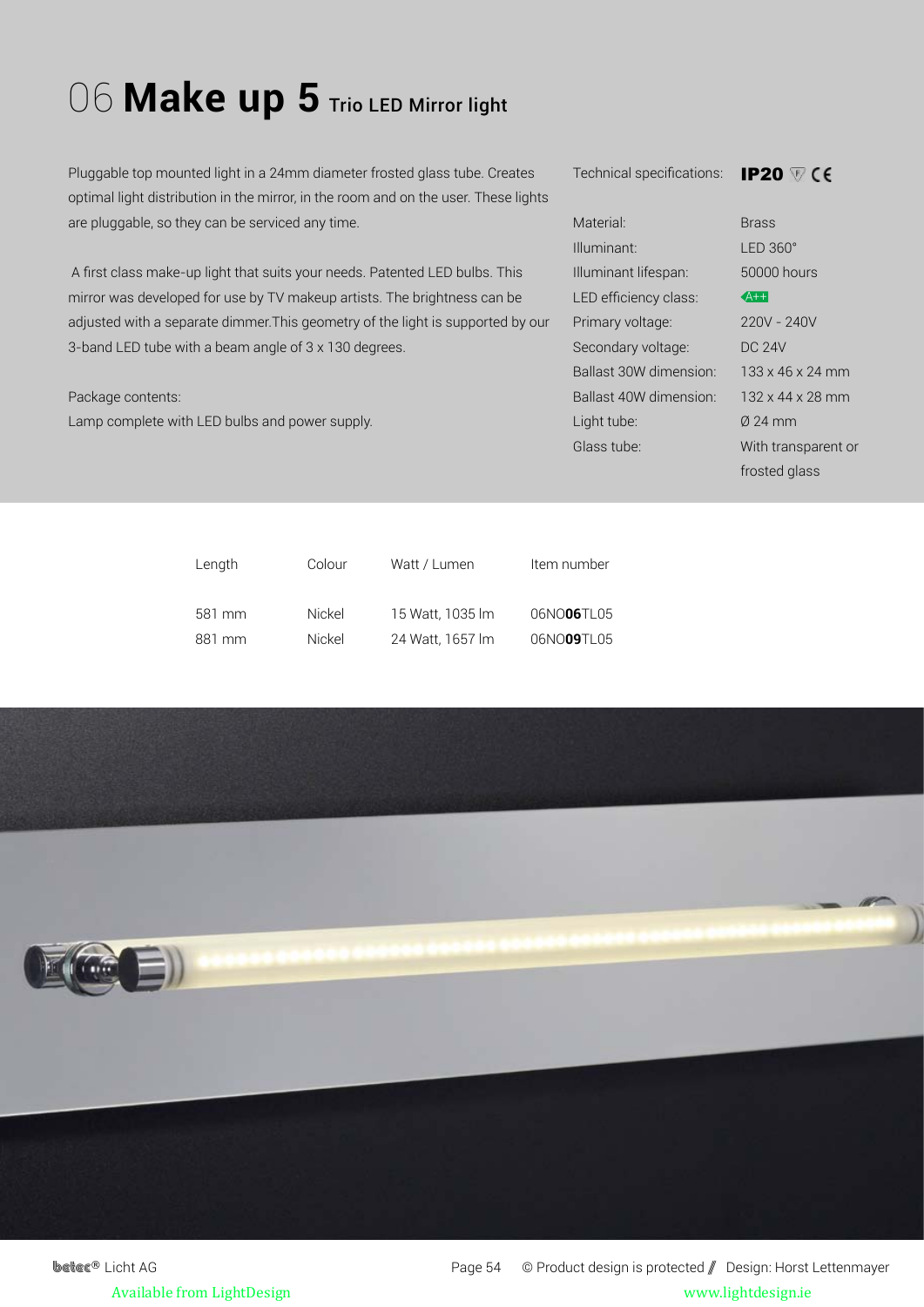# 06 **Make up 5** Trio LED Mirror light

Pluggable top mounted light in a 24mm diameter frosted glass tube. Creates optimal light distribution in the mirror, in the room and on the user. These lights are pluggable, so they can be serviced any time.

A first class make-up light that suits your needs. Patented LED bulbs. This mirror was developed for use by TV makeup artists. The brightness can be adjusted with a separate dimmer.This geometry of the light is supported by our 3-band LED tube with a beam angle of 3 x 130 degrees.

Package contents:
Lamp complete with LED bulbs and power supply.

Technical specifications: **IP20** CE

| | |
|---|---|
| Material: | Brass |
| Illuminant: | LED 360° |
| Illuminant lifespan: | 50000 hours |
| LED efficiency class: | A++ |
| Primary voltage: | 220V - 240V |
| Secondary voltage: | DC 24V |
| Ballast 30W dimension: | 133 x 46 x 24 mm |
| Ballast 40W dimension: | 132 x 44 x 28 mm |
| Light tube: | Ø 24 mm |
| Glass tube: | With transparent or frosted glass |

| Length | Colour | Watt / Lumen | Item number |
|---|---|---|---|
| 581 mm | Nickel | 15 Watt, 1035 lm | 06NO**06**TL05 |
| 881 mm | Nickel | 24 Watt, 1657 lm | 06NO**09**TL05 |

betec® Licht AG © Product design is protected // Design: Horst Lettenmayer

Available from LightDesign www.lightdesign.ie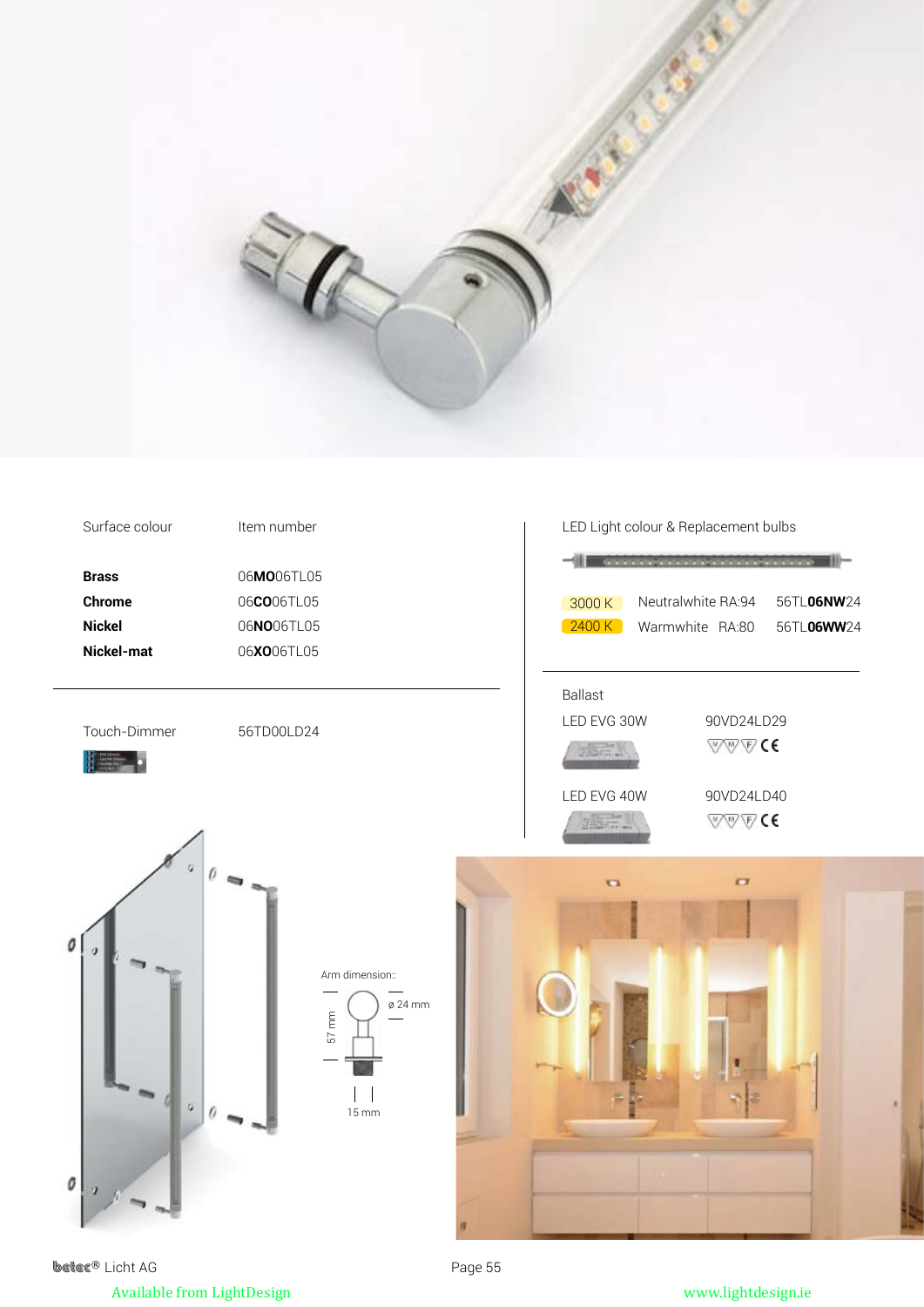| Surface colour | Item number |
|---|---|
| **Brass** | 06**MO**06TL05 |
| **Chrome** | 06**CO**06TL05 |
| **Nickel** | 06**NO**06TL05 |
| **Nickel-mat** | 06**XO**06TL05 |

| | |
|---|---|
| Touch-Dimmer | 56TD00LD24 |

LED Light colour & Replacement bulbs

| | | |
|---|---|---|
| 3000 K | Neutralwhite RA:94 | 56TL**06NW**24 |
| 2400 K | Warmwhite RA:80 | 56TL**06WW**24 |

Ballast

| | |
|---|---|
| LED EVG 30W | 90VD24LD29 |
| LED EVG 40W | 90VD24LD40 |

Arm dimension::

ø 24 mm

57 mm

15 mm

Available from LightDesign

www.lightdesign.ie